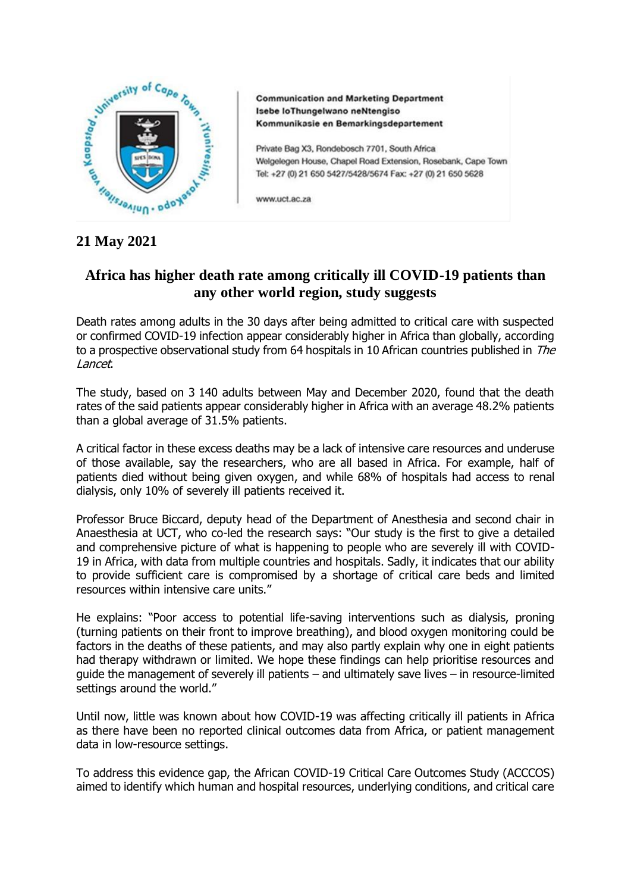**Communication and Marketing Department**
**Isebe loThungelwano neNtengiso**
**Kommunikasie en Bemarkingsdepartement**

Private Bag X3, Rondebosch 7701, South Africa
Welgelegen House, Chapel Road Extension, Rosebank, Cape Town
Tel: +27 (0) 21 650 5427/5428/5674 Fax: +27 (0) 21 650 5628

www.uct.ac.za

**21 May 2021**

## Africa has higher death rate among critically ill COVID-19 patients than any other world region, study suggests

Death rates among adults in the 30 days after being admitted to critical care with suspected or confirmed COVID-19 infection appear considerably higher in Africa than globally, according to a prospective observational study from 64 hospitals in 10 African countries published in *The Lancet*.

The study, based on 3 140 adults between May and December 2020, found that the death rates of the said patients appear considerably higher in Africa with an average 48.2% patients than a global average of 31.5% patients.

A critical factor in these excess deaths may be a lack of intensive care resources and underuse of those available, say the researchers, who are all based in Africa. For example, half of patients died without being given oxygen, and while 68% of hospitals had access to renal dialysis, only 10% of severely ill patients received it.

Professor Bruce Biccard, deputy head of the Department of Anesthesia and second chair in Anaesthesia at UCT, who co-led the research says: "Our study is the first to give a detailed and comprehensive picture of what is happening to people who are severely ill with COVID-19 in Africa, with data from multiple countries and hospitals. Sadly, it indicates that our ability to provide sufficient care is compromised by a shortage of critical care beds and limited resources within intensive care units."

He explains: "Poor access to potential life-saving interventions such as dialysis, proning (turning patients on their front to improve breathing), and blood oxygen monitoring could be factors in the deaths of these patients, and may also partly explain why one in eight patients had therapy withdrawn or limited. We hope these findings can help prioritise resources and guide the management of severely ill patients – and ultimately save lives – in resource-limited settings around the world."

Until now, little was known about how COVID-19 was affecting critically ill patients in Africa as there have been no reported clinical outcomes data from Africa, or patient management data in low-resource settings.

To address this evidence gap, the African COVID-19 Critical Care Outcomes Study (ACCCOS) aimed to identify which human and hospital resources, underlying conditions, and critical care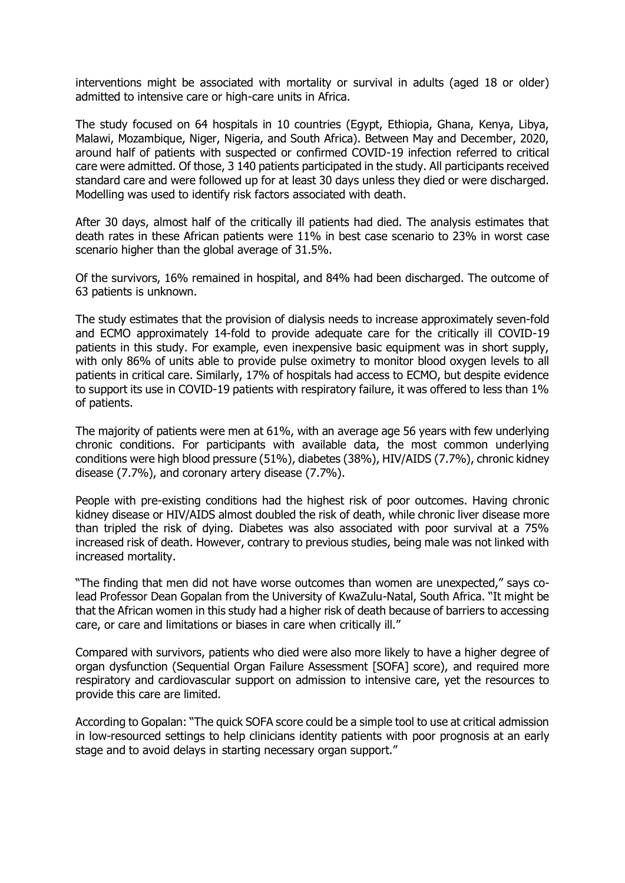interventions might be associated with mortality or survival in adults (aged 18 or older) admitted to intensive care or high-care units in Africa.

The study focused on 64 hospitals in 10 countries (Egypt, Ethiopia, Ghana, Kenya, Libya, Malawi, Mozambique, Niger, Nigeria, and South Africa). Between May and December, 2020, around half of patients with suspected or confirmed COVID-19 infection referred to critical care were admitted. Of those, 3 140 patients participated in the study. All participants received standard care and were followed up for at least 30 days unless they died or were discharged. Modelling was used to identify risk factors associated with death.

After 30 days, almost half of the critically ill patients had died. The analysis estimates that death rates in these African patients were 11% in best case scenario to 23% in worst case scenario higher than the global average of 31.5%.

Of the survivors, 16% remained in hospital, and 84% had been discharged. The outcome of 63 patients is unknown.

The study estimates that the provision of dialysis needs to increase approximately seven-fold and ECMO approximately 14-fold to provide adequate care for the critically ill COVID-19 patients in this study. For example, even inexpensive basic equipment was in short supply, with only 86% of units able to provide pulse oximetry to monitor blood oxygen levels to all patients in critical care. Similarly, 17% of hospitals had access to ECMO, but despite evidence to support its use in COVID-19 patients with respiratory failure, it was offered to less than 1% of patients.

The majority of patients were men at 61%, with an average age 56 years with few underlying chronic conditions. For participants with available data, the most common underlying conditions were high blood pressure (51%), diabetes (38%), HIV/AIDS (7.7%), chronic kidney disease (7.7%), and coronary artery disease (7.7%).

People with pre-existing conditions had the highest risk of poor outcomes. Having chronic kidney disease or HIV/AIDS almost doubled the risk of death, while chronic liver disease more than tripled the risk of dying. Diabetes was also associated with poor survival at a 75% increased risk of death. However, contrary to previous studies, being male was not linked with increased mortality.

"The finding that men did not have worse outcomes than women are unexpected," says co-lead Professor Dean Gopalan from the University of KwaZulu-Natal, South Africa. "It might be that the African women in this study had a higher risk of death because of barriers to accessing care, or care and limitations or biases in care when critically ill."

Compared with survivors, patients who died were also more likely to have a higher degree of organ dysfunction (Sequential Organ Failure Assessment [SOFA] score), and required more respiratory and cardiovascular support on admission to intensive care, yet the resources to provide this care are limited.

According to Gopalan: "The quick SOFA score could be a simple tool to use at critical admission in low-resourced settings to help clinicians identity patients with poor prognosis at an early stage and to avoid delays in starting necessary organ support."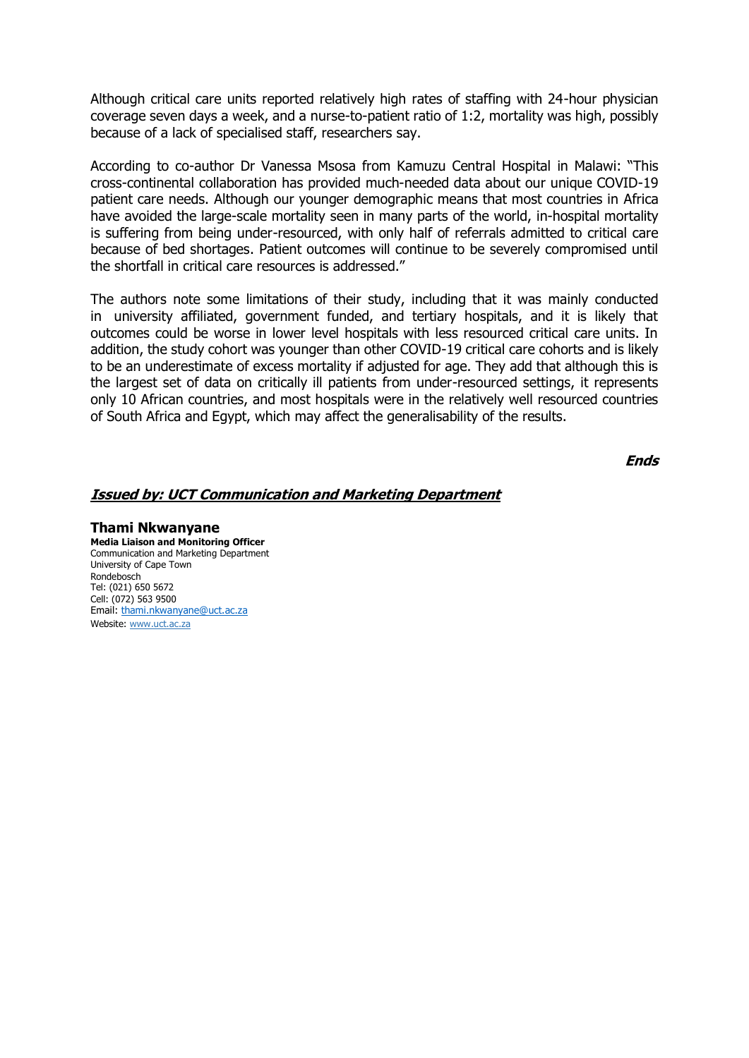Although critical care units reported relatively high rates of staffing with 24-hour physician coverage seven days a week, and a nurse-to-patient ratio of 1:2, mortality was high, possibly because of a lack of specialised staff, researchers say.

According to co-author Dr Vanessa Msosa from Kamuzu Central Hospital in Malawi: "This cross-continental collaboration has provided much-needed data about our unique COVID-19 patient care needs. Although our younger demographic means that most countries in Africa have avoided the large-scale mortality seen in many parts of the world, in-hospital mortality is suffering from being under-resourced, with only half of referrals admitted to critical care because of bed shortages. Patient outcomes will continue to be severely compromised until the shortfall in critical care resources is addressed."

The authors note some limitations of their study, including that it was mainly conducted in university affiliated, government funded, and tertiary hospitals, and it is likely that outcomes could be worse in lower level hospitals with less resourced critical care units. In addition, the study cohort was younger than other COVID-19 critical care cohorts and is likely to be an underestimate of excess mortality if adjusted for age. They add that although this is the largest set of data on critically ill patients from under-resourced settings, it represents only 10 African countries, and most hospitals were in the relatively well resourced countries of South Africa and Egypt, which may affect the generalisability of the results.

***Ends***

***Issued by: UCT Communication and Marketing Department***

**Thami Nkwanyane**
**Media Liaison and Monitoring Officer**
Communication and Marketing Department
University of Cape Town
Rondebosch
Tel: (021) 650 5672
Cell: (072) 563 9500
Email: thami.nkwanyane@uct.ac.za
Website: www.uct.ac.za